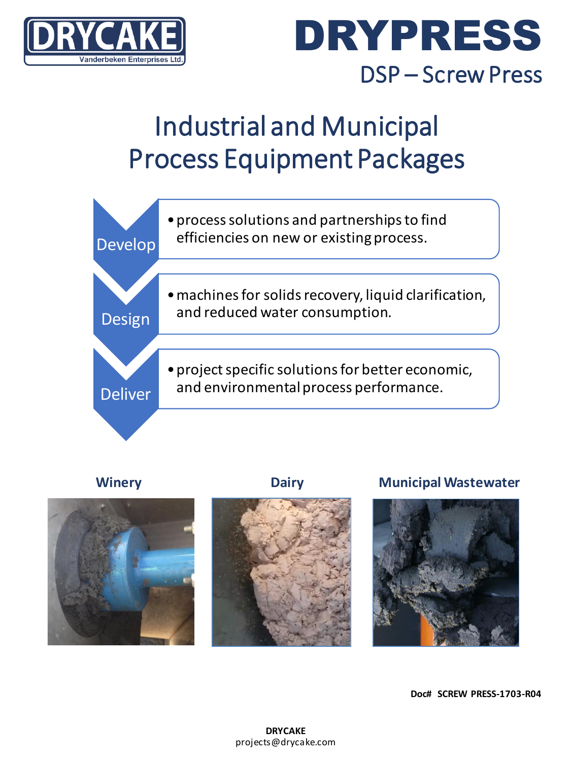DRYCAKE

Vanderbeken Enterprises Ltd.

# DRYPRESS

## DSP – Screw Press

# Industrial and Municipal Process Equipment Packages

- **Develop**
  - process solutions and partnerships to find efficiencies on new or existing process.
- **Design**
  - machines for solids recovery, liquid clarification, and reduced water consumption.
- **Deliver**
  - project specific solutions for better economic, and environmental process performance.

**Winery**

**Dairy**

**Municipal Wastewater**

**Doc# SCREW PRESS-1703-R04**

**DRYCAKE**
projects@drycake.com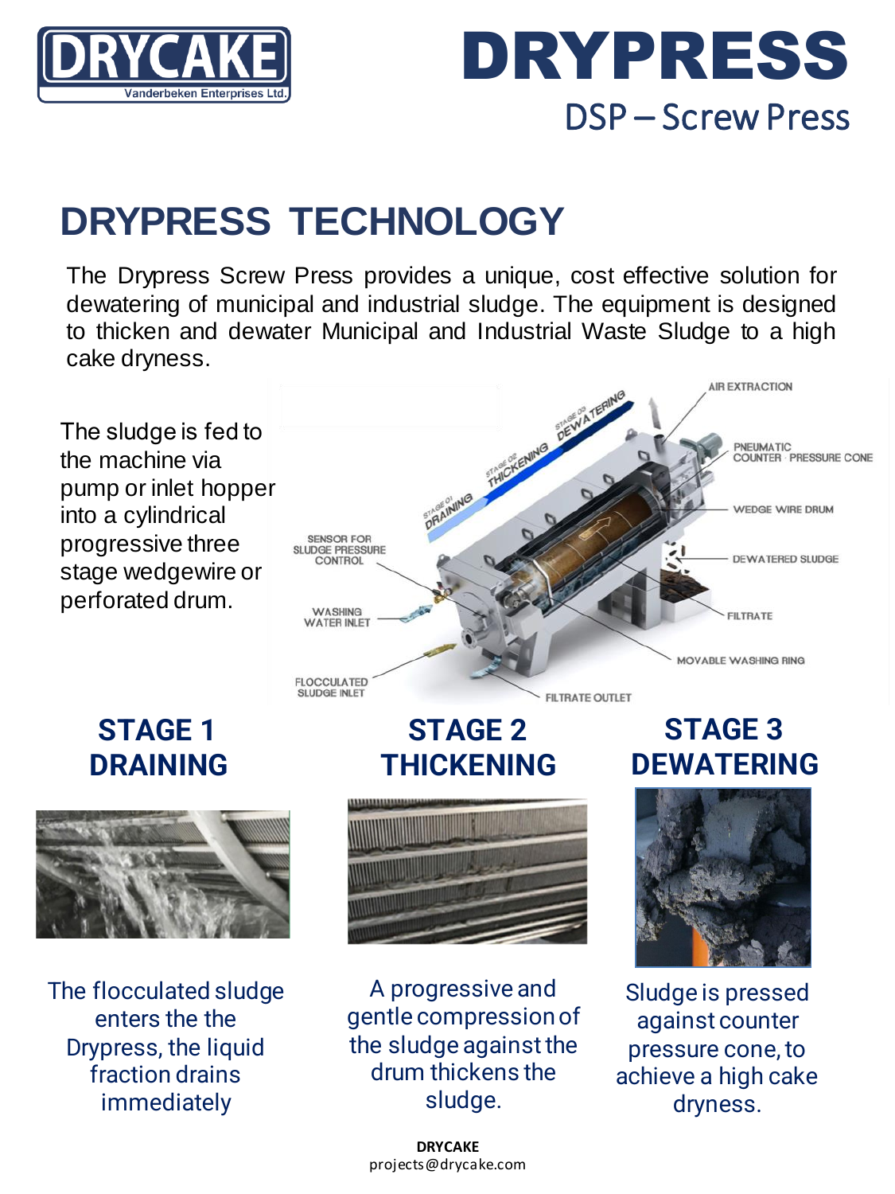# DRYPRESS

## DSP – Screw Press

## DRYPRESS TECHNOLOGY

The Drypress Screw Press provides a unique, cost effective solution for dewatering of municipal and industrial sludge. The equipment is designed to thicken and dewater Municipal and Industrial Waste Sludge to a high cake dryness.

The sludge is fed to the machine via pump or inlet hopper into a cylindrical progressive three stage wedgewire or perforated drum.

### STAGE 1 DRAINING

The flocculated sludge enters the the Drypress, the liquid fraction drains immediately

### STAGE 2 THICKENING

A progressive and gentle compression of the sludge against the drum thickens the sludge.

### STAGE 3 DEWATERING

Sludge is pressed against counter pressure cone, to achieve a high cake dryness.

**DRYCAKE**
projects@drycake.com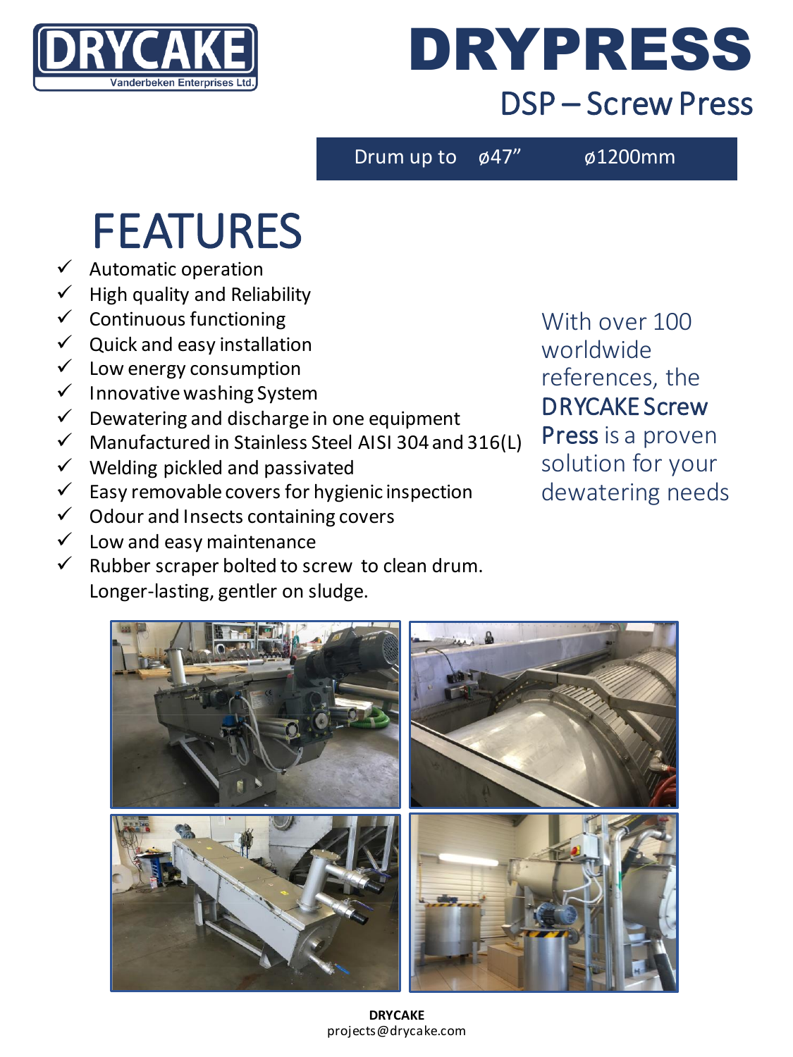DRYCAKE
Vanderbeken Enterprises Ltd.

# DRYPRESS

## DSP – Screw Press

Drum up to ø47” ø1200mm

# FEATURES

- ✓ Automatic operation
- ✓ High quality and Reliability
- ✓ Continuous functioning
- ✓ Quick and easy installation
- ✓ Low energy consumption
- ✓ Innovative washing System
- ✓ Dewatering and discharge in one equipment
- ✓ Manufactured in Stainless Steel AISI 304 and 316(L)
- ✓ Welding pickled and passivated
- ✓ Easy removable covers for hygienic inspection
- ✓ Odour and Insects containing covers
- ✓ Low and easy maintenance
- ✓ Rubber scraper bolted to screw to clean drum. Longer-lasting, gentler on sludge.

With over 100 worldwide references, the **DRYCAKE Screw Press** is a proven solution for your dewatering needs

**DRYCAKE**
projects@drycake.com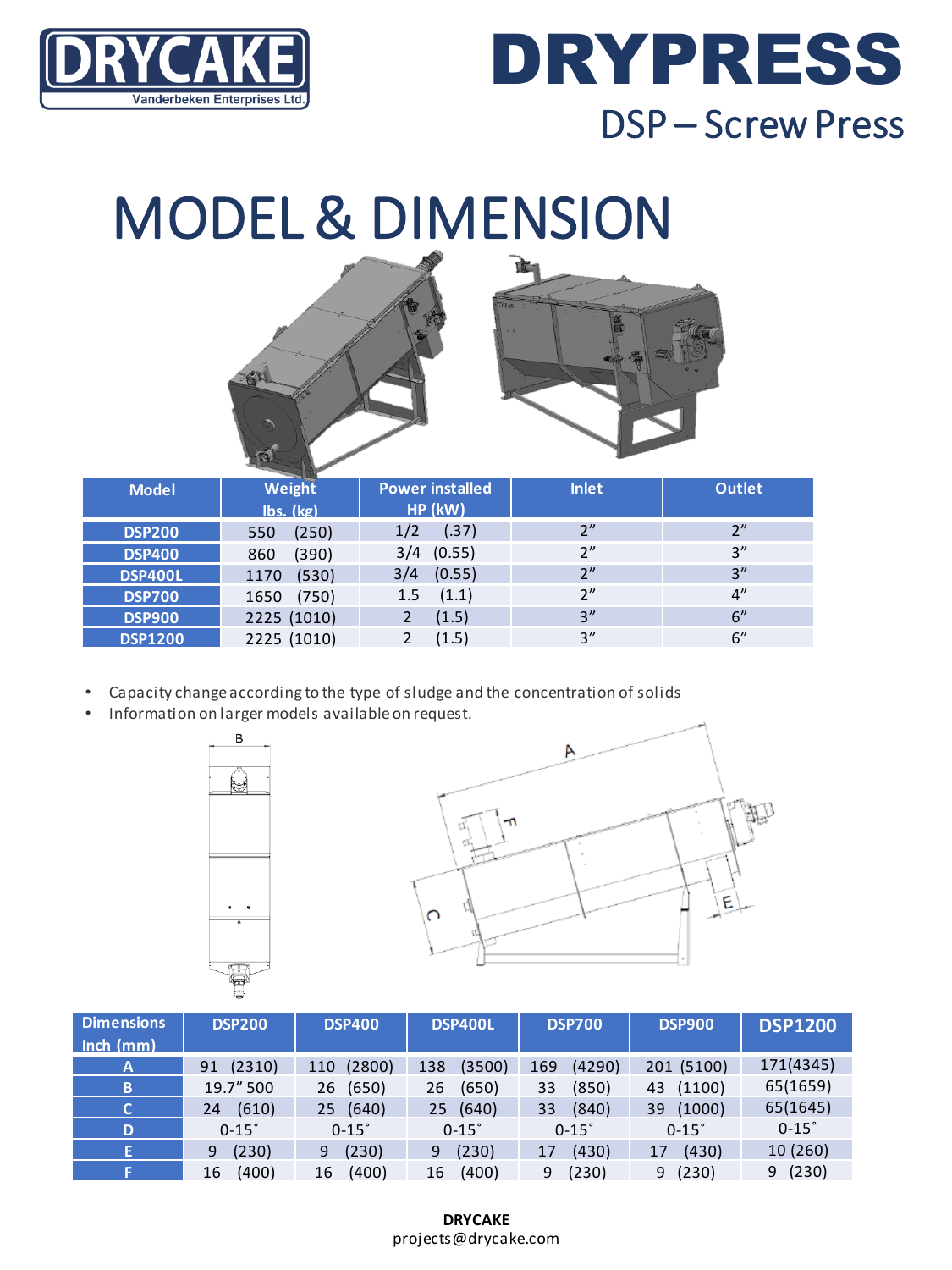DRYCAKE

Vanderbeken Enterprises Ltd.

# DRYPRESS

## DSP – Screw Press

# MODEL & DIMENSION

| Model | Weight lbs. (kg) | Power installed HP (kW) | Inlet | Outlet |
|---|---|---|---|---|
| DSP200 | 550 (250) | 1/2 (.37) | 2" | 2" |
| DSP400 | 860 (390) | 3/4 (0.55) | 2" | 3" |
| DSP400L | 1170 (530) | 3/4 (0.55) | 2" | 3" |
| DSP700 | 1650 (750) | 1.5 (1.1) | 2" | 4" |
| DSP900 | 2225 (1010) | 2 (1.5) | 3" | 6" |
| DSP1200 | 2225 (1010) | 2 (1.5) | 3" | 6" |

- Capacity change according to the type of sludge and the concentration of solids
- Information on larger models available on request.

| Dimensions Inch (mm) | DSP200 | DSP400 | DSP400L | DSP700 | DSP900 | DSP1200 |
|---|---|---|---|---|---|---|
| A | 91 (2310) | 110 (2800) | 138 (3500) | 169 (4290) | 201 (5100) | 171(4345) |
| B | 19.7" 500 | 26 (650) | 26 (650) | 33 (850) | 43 (1100) | 65(1659) |
| C | 24 (610) | 25 (640) | 25 (640) | 33 (840) | 39 (1000) | 65(1645) |
| D | 0-15˚ | 0-15˚ | 0-15˚ | 0-15˚ | 0-15˚ | 0-15˚ |
| E | 9 (230) | 9 (230) | 9 (230) | 17 (430) | 17 (430) | 10 (260) |
| F | 16 (400) | 16 (400) | 16 (400) | 9 (230) | 9 (230) | 9 (230) |

**DRYCAKE**
projects@drycake.com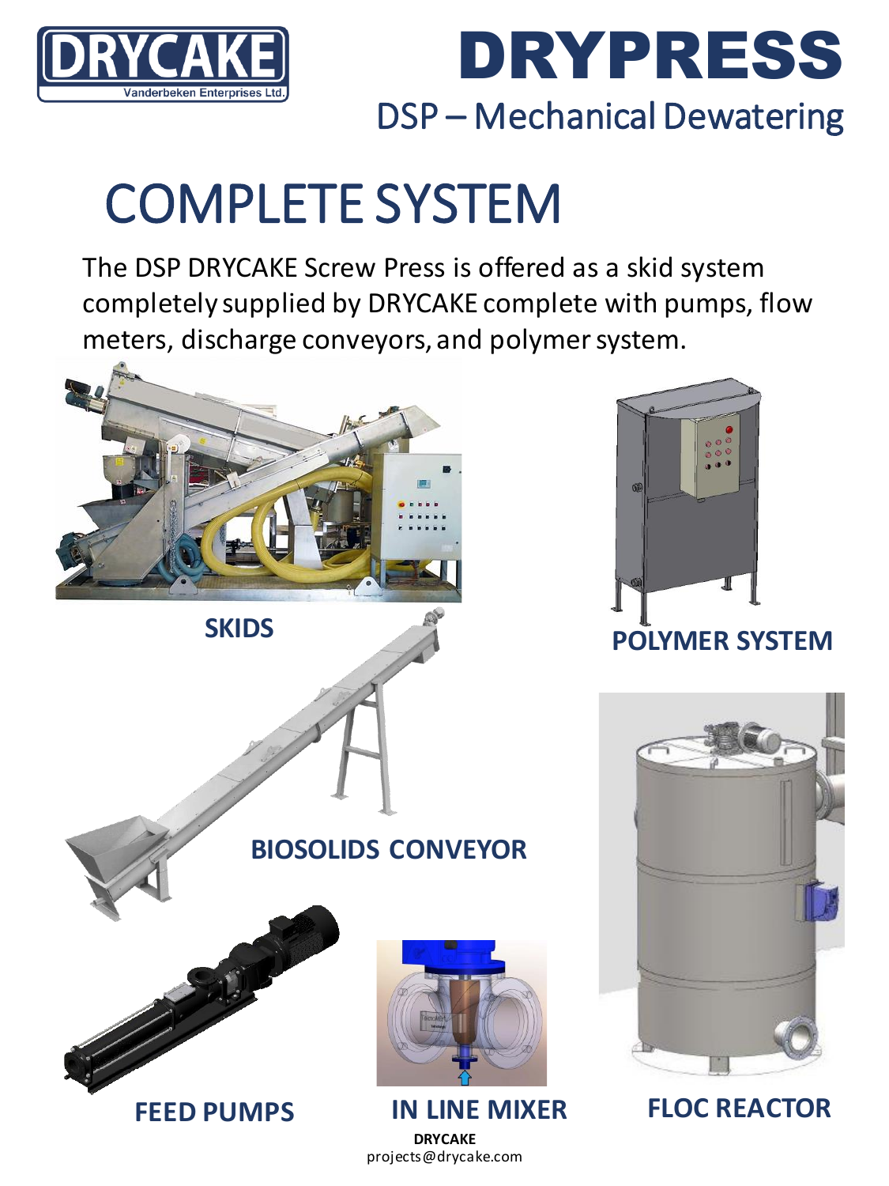DRYCAKE
Vanderbeken Enterprises Ltd.

# DRYPRESS

## DSP – Mechanical Dewatering

# COMPLETE SYSTEM

The DSP DRYCAKE Screw Press is offered as a skid system completely supplied by DRYCAKE complete with pumps, flow meters, discharge conveyors, and polymer system.

**SKIDS**

**POLYMER SYSTEM**

**BIOSOLIDS CONVEYOR**

**FLOC REACTOR**

**FEED PUMPS**

**IN LINE MIXER**

**DRYCAKE**
projects@drycake.com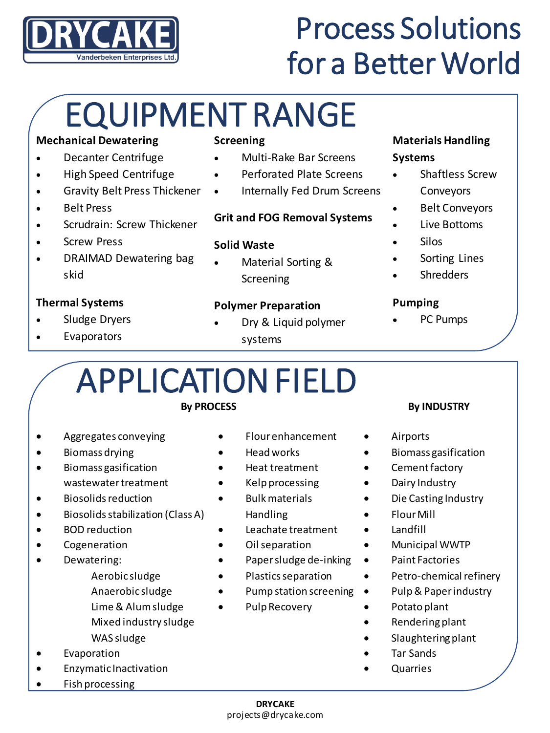**DRYCAKE**
Vanderbeken Enterprises Ltd.

# Process Solutions for a Better World

## EQUIPMENT RANGE

**Mechanical Dewatering**

- Decanter Centrifuge
- High Speed Centrifuge
- Gravity Belt Press Thickener
- Belt Press
- Scrudrain: Screw Thickener
- Screw Press
- DRAIMAD Dewatering bag skid

**Thermal Systems**

- Sludge Dryers
- Evaporators

**Screening**

- Multi-Rake Bar Screens
- Perforated Plate Screens
- Internally Fed Drum Screens

**Grit and FOG Removal Systems**

**Solid Waste**

- Material Sorting & Screening

**Polymer Preparation**

- Dry & Liquid polymer systems

**Materials Handling Systems**

- Shaftless Screw Conveyors
- Belt Conveyors
- Live Bottoms
- Silos
- Sorting Lines
- Shredders

**Pumping**

- PC Pumps

## APPLICATION FIELD

**By PROCESS**

- Aggregates conveying
- Biomass drying
- Biomass gasification wastewater treatment
- Biosolids reduction
- Biosolids stabilization (Class A)
- BOD reduction
- Cogeneration
- Dewatering:
  - Aerobic sludge
  - Anaerobic sludge
  - Lime & Alum sludge
  - Mixed industry sludge
  - WAS sludge
- Evaporation
- Enzymatic Inactivation
- Fish processing
- Flour enhancement
- Head works
- Heat treatment
- Kelp processing
- Bulk materials Handling
- Leachate treatment
- Oil separation
- Paper sludge de-inking
- Plastics separation
- Pump station screening
- Pulp Recovery

**By INDUSTRY**

- Airports
- Biomass gasification
- Cement factory
- Dairy Industry
- Die Casting Industry
- Flour Mill
- Landfill
- Municipal WWTP
- Paint Factories
- Petro-chemical refinery
- Pulp & Paper industry
- Potato plant
- Rendering plant
- Slaughtering plant
- Tar Sands
- Quarries

**DRYCAKE**
projects@drycake.com